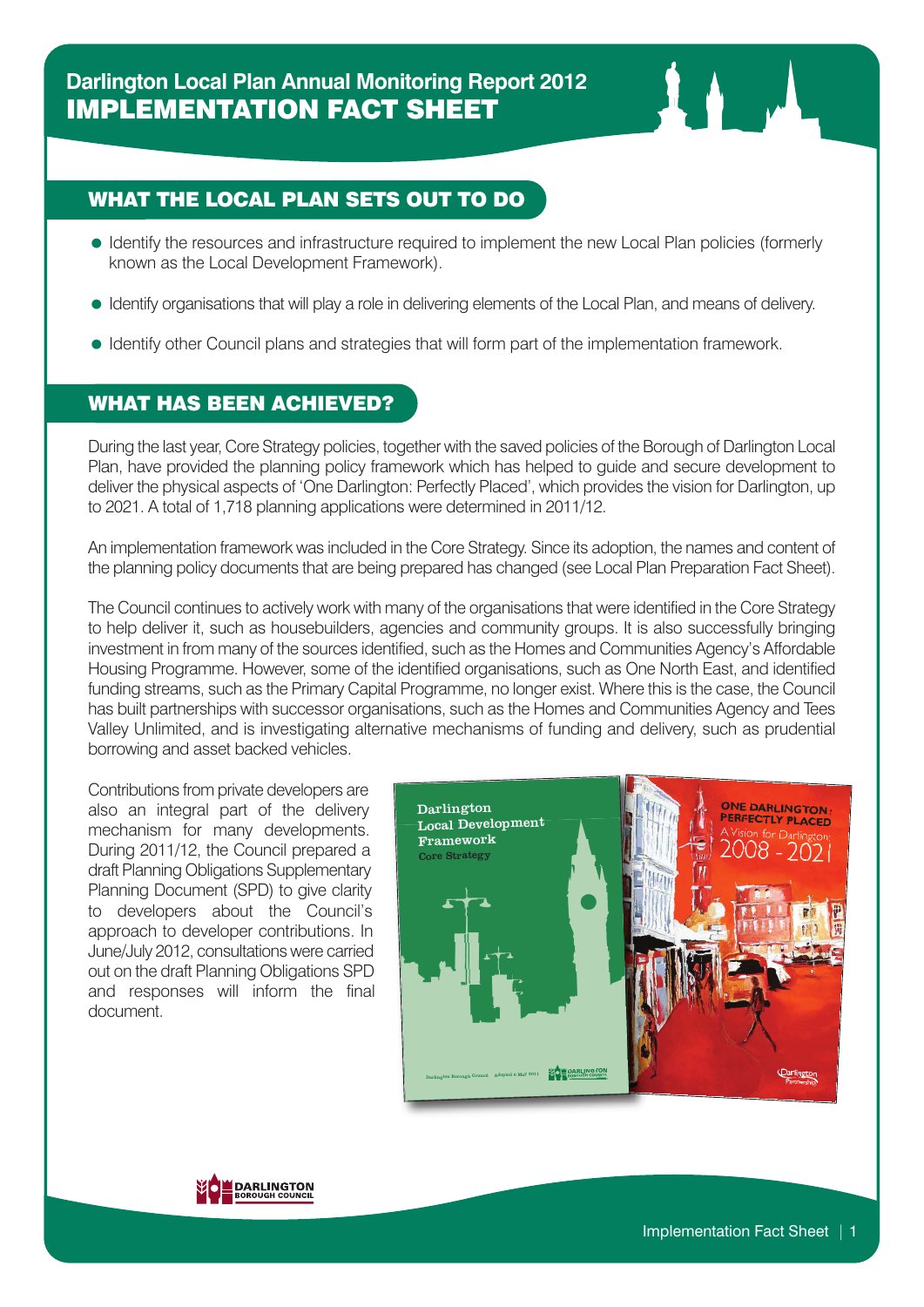# Darlington Local Plan Annual Monitoring Report 2012

# IMPLEMENTATION FACT SHEET

## WHAT THE LOCAL PLAN SETS OUT TO DO

- Identify the resources and infrastructure required to implement the new Local Plan policies (formerly known as the Local Development Framework).
- Identify organisations that will play a role in delivering elements of the Local Plan, and means of delivery.
- Identify other Council plans and strategies that will form part of the implementation framework.

## WHAT HAS BEEN ACHIEVED?

During the last year, Core Strategy policies, together with the saved policies of the Borough of Darlington Local Plan, have provided the planning policy framework which has helped to guide and secure development to deliver the physical aspects of 'One Darlington: Perfectly Placed', which provides the vision for Darlington, up to 2021. A total of 1,718 planning applications were determined in 2011/12.

An implementation framework was included in the Core Strategy. Since its adoption, the names and content of the planning policy documents that are being prepared has changed (see Local Plan Preparation Fact Sheet).

The Council continues to actively work with many of the organisations that were identified in the Core Strategy to help deliver it, such as housebuilders, agencies and community groups. It is also successfully bringing investment in from many of the sources identified, such as the Homes and Communities Agency's Affordable Housing Programme. However, some of the identified organisations, such as One North East, and identified funding streams, such as the Primary Capital Programme, no longer exist. Where this is the case, the Council has built partnerships with successor organisations, such as the Homes and Communities Agency and Tees Valley Unlimited, and is investigating alternative mechanisms of funding and delivery, such as prudential borrowing and asset backed vehicles.

Contributions from private developers are also an integral part of the delivery mechanism for many developments. During 2011/12, the Council prepared a draft Planning Obligations Supplementary Planning Document (SPD) to give clarity to developers about the Council's approach to developer contributions. In June/July 2012, consultations were carried out on the draft Planning Obligations SPD and responses will inform the final document.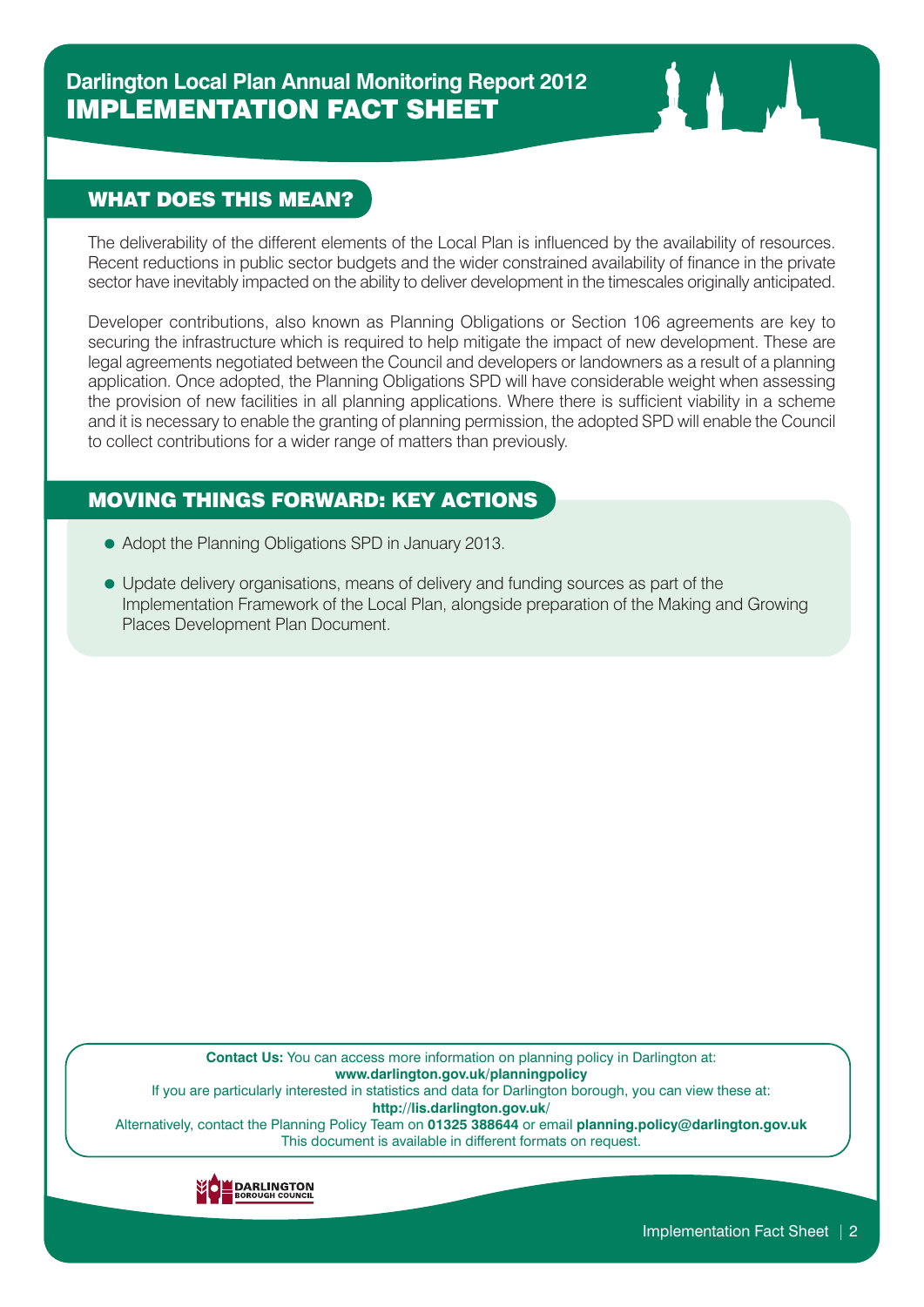## WHAT DOES THIS MEAN?

The deliverability of the different elements of the Local Plan is influenced by the availability of resources. Recent reductions in public sector budgets and the wider constrained availability of finance in the private sector have inevitably impacted on the ability to deliver development in the timescales originally anticipated.

Developer contributions, also known as Planning Obligations or Section 106 agreements are key to securing the infrastructure which is required to help mitigate the impact of new development. These are legal agreements negotiated between the Council and developers or landowners as a result of a planning application. Once adopted, the Planning Obligations SPD will have considerable weight when assessing the provision of new facilities in all planning applications. Where there is sufficient viability in a scheme and it is necessary to enable the granting of planning permission, the adopted SPD will enable the Council to collect contributions for a wider range of matters than previously.

## MOVING THINGS FORWARD: KEY ACTIONS

- Adopt the Planning Obligations SPD in January 2013.
- Update delivery organisations, means of delivery and funding sources as part of the Implementation Framework of the Local Plan, alongside preparation of the Making and Growing Places Development Plan Document.

**Contact Us:** You can access more information on planning policy in Darlington at:
**www.darlington.gov.uk/planningpolicy**
If you are particularly interested in statistics and data for Darlington borough, you can view these at:
**http://lis.darlington.gov.uk/**
Alternatively, contact the Planning Policy Team on **01325 388644** or email **planning.policy@darlington.gov.uk**
This document is available in different formats on request.

DARLINGTON BOROUGH COUNCIL